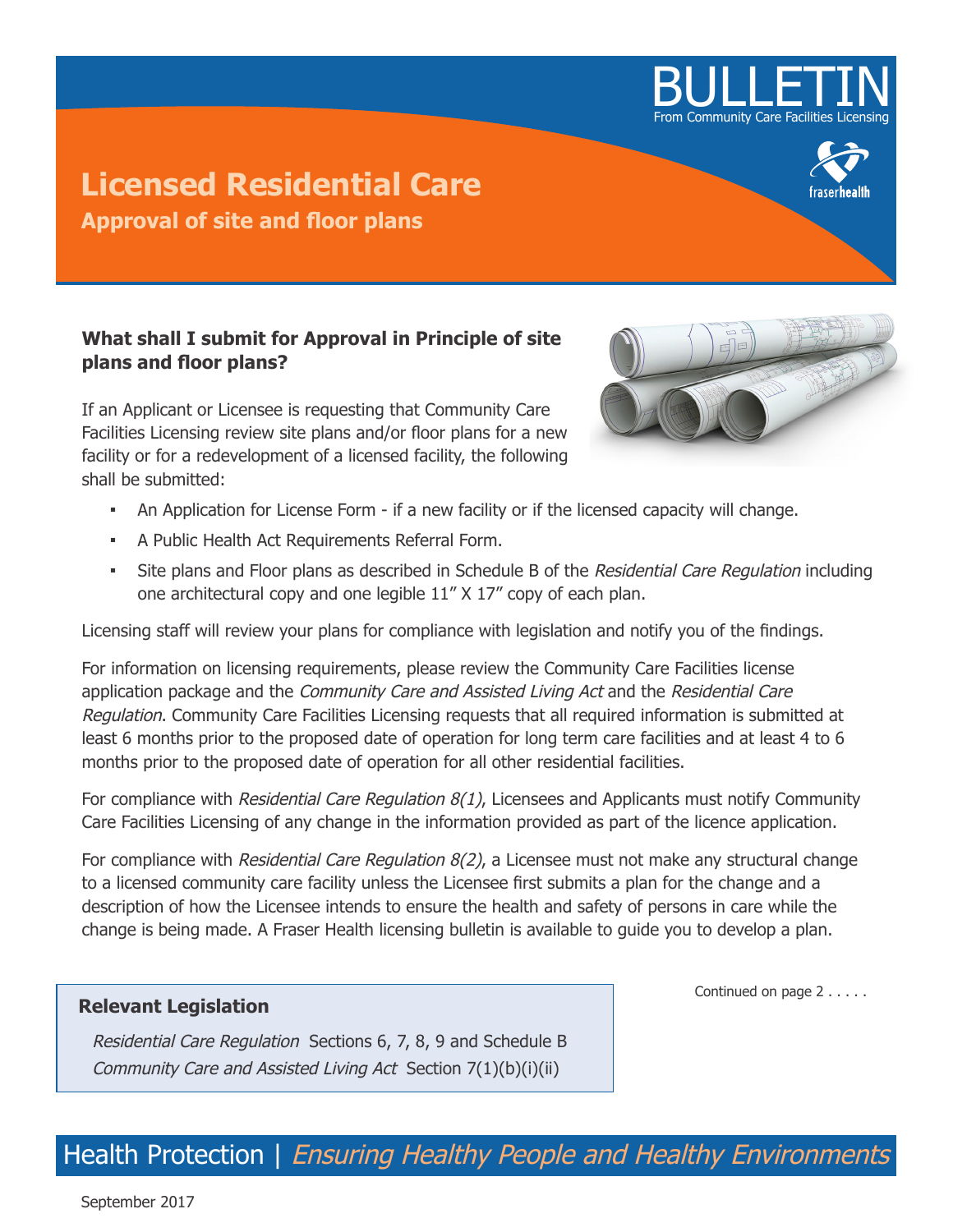BULLETIN

From Community Care Facilities Licensing

# Licensed Residential Care

## Approval of site and floor plans

### What shall I submit for Approval in Principle of site plans and floor plans?

If an Applicant or Licensee is requesting that Community Care Facilities Licensing review site plans and/or floor plans for a new facility or for a redevelopment of a licensed facility, the following shall be submitted:

- An Application for License Form - if a new facility or if the licensed capacity will change.
- A Public Health Act Requirements Referral Form.
- Site plans and Floor plans as described in Schedule B of the *Residential Care Regulation* including one architectural copy and one legible 11" X 17" copy of each plan.

Licensing staff will review your plans for compliance with legislation and notify you of the findings.

For information on licensing requirements, please review the Community Care Facilities license application package and the *Community Care and Assisted Living Act* and the *Residential Care Regulation*. Community Care Facilities Licensing requests that all required information is submitted at least 6 months prior to the proposed date of operation for long term care facilities and at least 4 to 6 months prior to the proposed date of operation for all other residential facilities.

For compliance with *Residential Care Regulation 8(1)*, Licensees and Applicants must notify Community Care Facilities Licensing of any change in the information provided as part of the licence application.

For compliance with *Residential Care Regulation 8(2)*, a Licensee must not make any structural change to a licensed community care facility unless the Licensee first submits a plan for the change and a description of how the Licensee intends to ensure the health and safety of persons in care while the change is being made. A Fraser Health licensing bulletin is available to guide you to develop a plan.

Continued on page 2 . . . . .

**Relevant Legislation**

*Residential Care Regulation* Sections 6, 7, 8, 9 and Schedule B

*Community Care and Assisted Living Act* Section 7(1)(b)(i)(ii)

Health Protection | *Ensuring Healthy People and Healthy Environments*

September 2017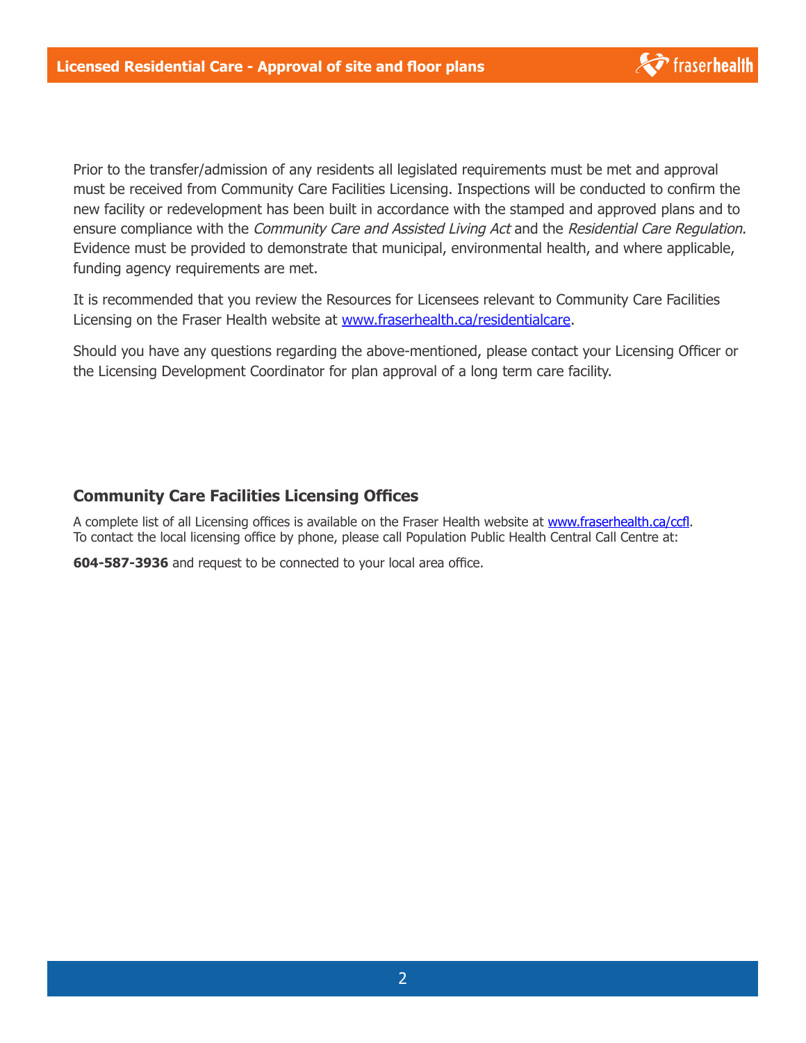Prior to the transfer/admission of any residents all legislated requirements must be met and approval must be received from Community Care Facilities Licensing. Inspections will be conducted to confirm the new facility or redevelopment has been built in accordance with the stamped and approved plans and to ensure compliance with the *Community Care and Assisted Living Act* and the *Residential Care Regulation*. Evidence must be provided to demonstrate that municipal, environmental health, and where applicable, funding agency requirements are met.

It is recommended that you review the Resources for Licensees relevant to Community Care Facilities Licensing on the Fraser Health website at www.fraserhealth.ca/residentialcare.

Should you have any questions regarding the above-mentioned, please contact your Licensing Officer or the Licensing Development Coordinator for plan approval of a long term care facility.

## Community Care Facilities Licensing Offices

A complete list of all Licensing offices is available on the Fraser Health website at www.fraserhealth.ca/ccfl.
To contact the local licensing office by phone, please call Population Public Health Central Call Centre at:

**604-587-3936** and request to be connected to your local area office.